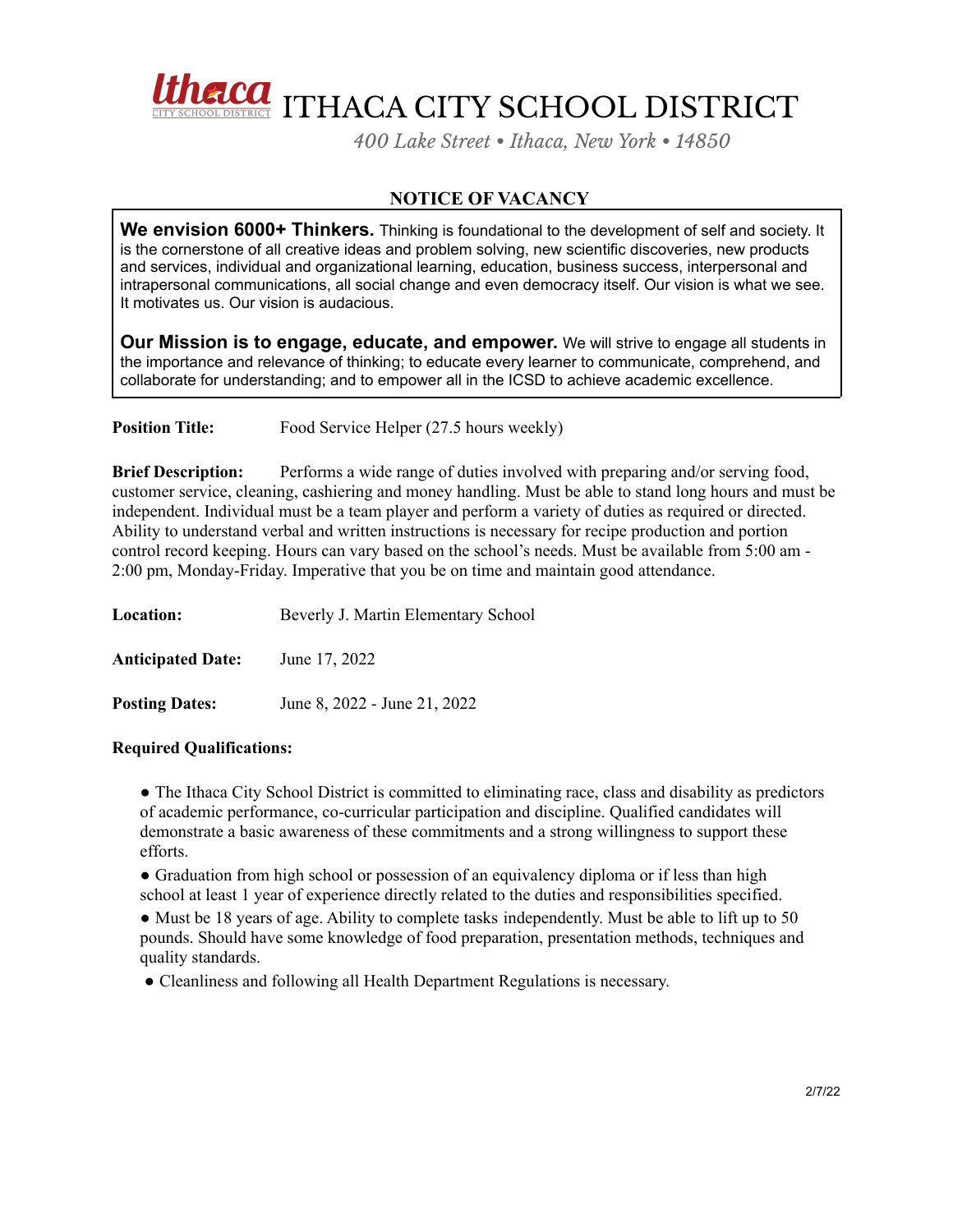# ITHACA CITY SCHOOL DISTRICT

*400 Lake Street • Ithaca, New York • 14850*

## NOTICE OF VACANCY

**We envision 6000+ Thinkers.** Thinking is foundational to the development of self and society. It is the cornerstone of all creative ideas and problem solving, new scientific discoveries, new products and services, individual and organizational learning, education, business success, interpersonal and intrapersonal communications, all social change and even democracy itself. Our vision is what we see. It motivates us. Our vision is audacious.

**Our Mission is to engage, educate, and empower.** We will strive to engage all students in the importance and relevance of thinking; to educate every learner to communicate, comprehend, and collaborate for understanding; and to empower all in the ICSD to achieve academic excellence.

**Position Title:** Food Service Helper (27.5 hours weekly)

**Brief Description:** Performs a wide range of duties involved with preparing and/or serving food, customer service, cleaning, cashiering and money handling. Must be able to stand long hours and must be independent. Individual must be a team player and perform a variety of duties as required or directed. Ability to understand verbal and written instructions is necessary for recipe production and portion control record keeping. Hours can vary based on the school's needs. Must be available from 5:00 am - 2:00 pm, Monday-Friday. Imperative that you be on time and maintain good attendance.

**Location:** Beverly J. Martin Elementary School

**Anticipated Date:** June 17, 2022

**Posting Dates:** June 8, 2022 - June 21, 2022

**Required Qualifications:**

- The Ithaca City School District is committed to eliminating race, class and disability as predictors of academic performance, co-curricular participation and discipline. Qualified candidates will demonstrate a basic awareness of these commitments and a strong willingness to support these efforts.
- Graduation from high school or possession of an equivalency diploma or if less than high school at least 1 year of experience directly related to the duties and responsibilities specified.
- Must be 18 years of age. Ability to complete tasks independently. Must be able to lift up to 50 pounds. Should have some knowledge of food preparation, presentation methods, techniques and quality standards.
- Cleanliness and following all Health Department Regulations is necessary.

2/7/22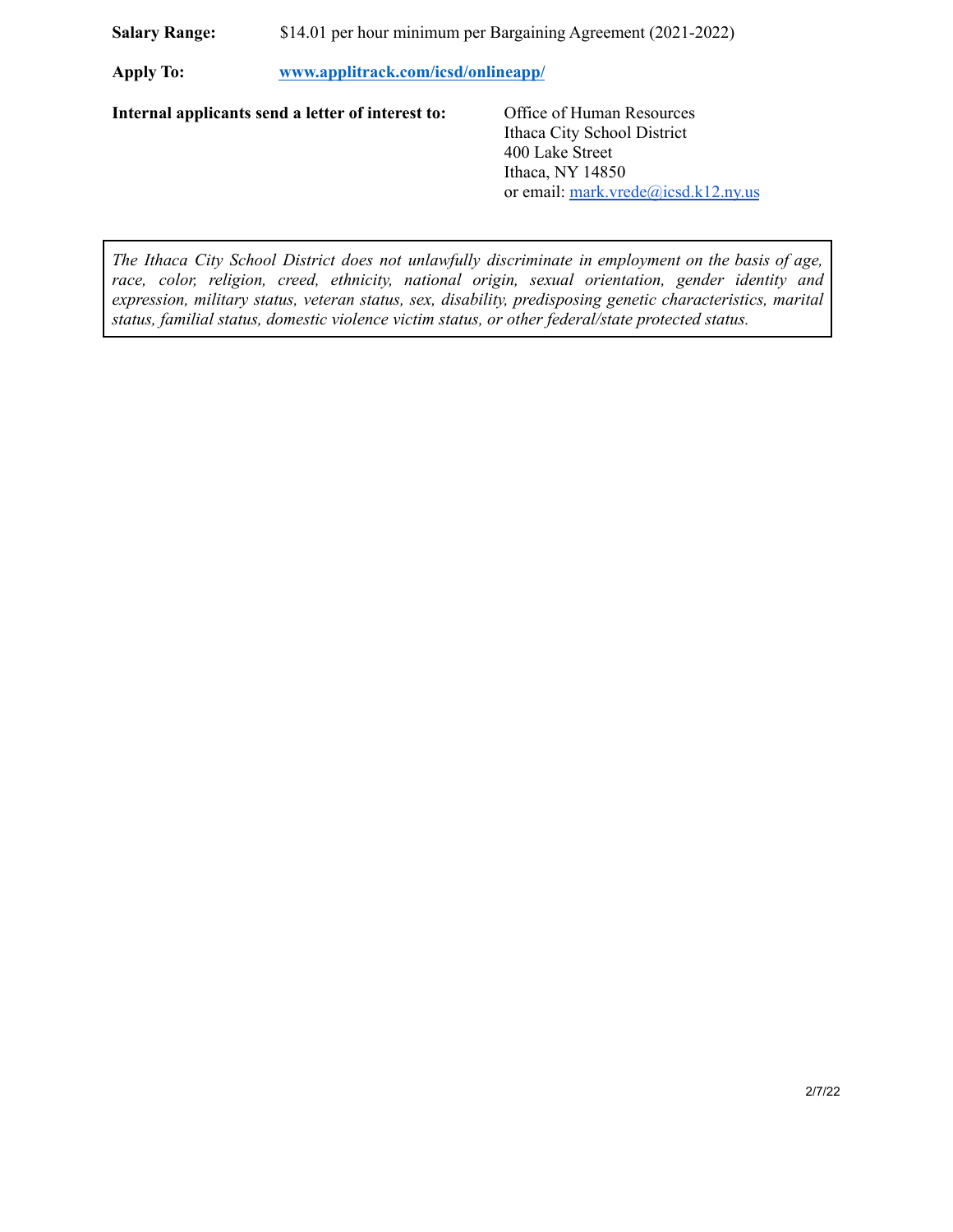**Salary Range:** $14.01 per hour minimum per Bargaining Agreement (2021-2022)

**Apply To:** **www.applitrack.com/icsd/onlineapp/**

**Internal applicants send a letter of interest to:**

Office of Human Resources
Ithaca City School District
400 Lake Street
Ithaca, NY 14850
or email: mark.vrede@icsd.k12.ny.us

*The Ithaca City School District does not unlawfully discriminate in employment on the basis of age, race, color, religion, creed, ethnicity, national origin, sexual orientation, gender identity and expression, military status, veteran status, sex, disability, predisposing genetic characteristics, marital status, familial status, domestic violence victim status, or other federal/state protected status.*

2/7/22